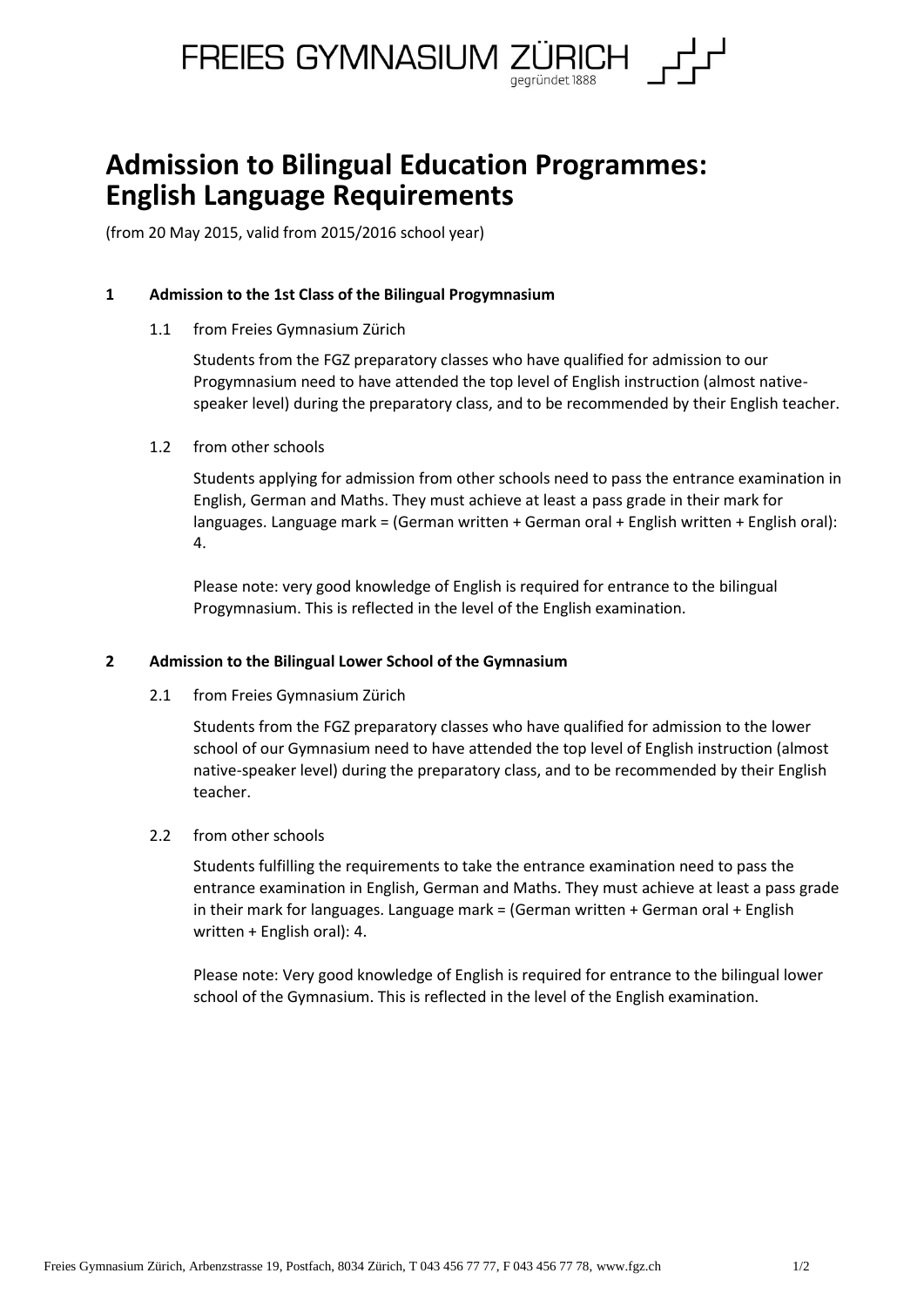FREIES GYMNASIUM ZÜRICH
gegründet 1888

# Admission to Bilingual Education Programmes: English Language Requirements

(from 20 May 2015, valid from 2015/2016 school year)

## 1 Admission to the 1st Class of the Bilingual Progymnasium

### 1.1 from Freies Gymnasium Zürich

Students from the FGZ preparatory classes who have qualified for admission to our Progymnasium need to have attended the top level of English instruction (almost native-speaker level) during the preparatory class, and to be recommended by their English teacher.

### 1.2 from other schools

Students applying for admission from other schools need to pass the entrance examination in English, German and Maths. They must achieve at least a pass grade in their mark for languages. Language mark = (German written + German oral + English written + English oral): 4.

Please note: very good knowledge of English is required for entrance to the bilingual Progymnasium. This is reflected in the level of the English examination.

## 2 Admission to the Bilingual Lower School of the Gymnasium

### 2.1 from Freies Gymnasium Zürich

Students from the FGZ preparatory classes who have qualified for admission to the lower school of our Gymnasium need to have attended the top level of English instruction (almost native-speaker level) during the preparatory class, and to be recommended by their English teacher.

### 2.2 from other schools

Students fulfilling the requirements to take the entrance examination need to pass the entrance examination in English, German and Maths. They must achieve at least a pass grade in their mark for languages. Language mark = (German written + German oral + English written + English oral): 4.

Please note: Very good knowledge of English is required for entrance to the bilingual lower school of the Gymnasium. This is reflected in the level of the English examination.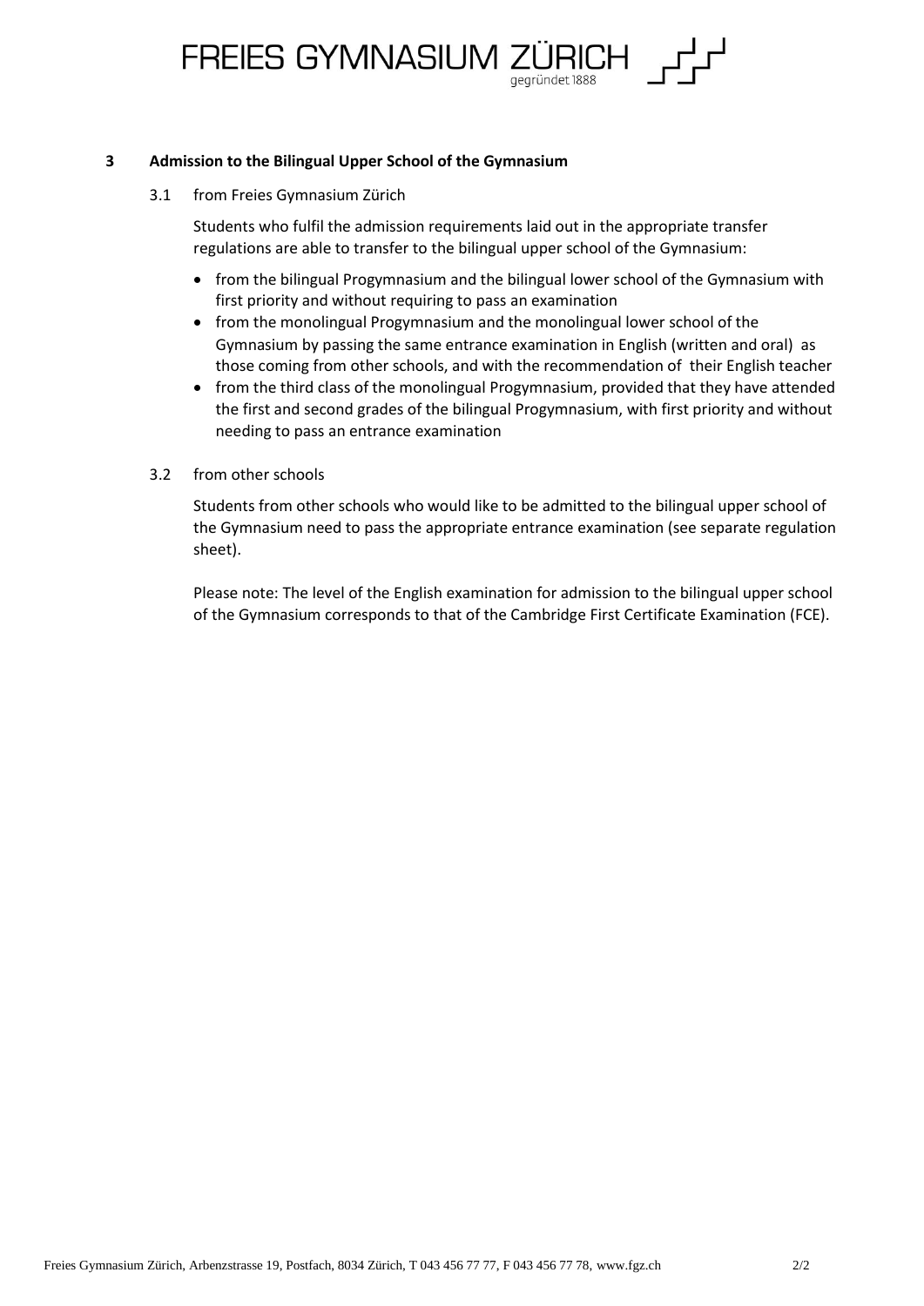## 3 Admission to the Bilingual Upper School of the Gymnasium

### 3.1 from Freies Gymnasium Zürich

Students who fulfil the admission requirements laid out in the appropriate transfer regulations are able to transfer to the bilingual upper school of the Gymnasium:

- from the bilingual Progymnasium and the bilingual lower school of the Gymnasium with first priority and without requiring to pass an examination
- from the monolingual Progymnasium and the monolingual lower school of the Gymnasium by passing the same entrance examination in English (written and oral) as those coming from other schools, and with the recommendation of their English teacher
- from the third class of the monolingual Progymnasium, provided that they have attended the first and second grades of the bilingual Progymnasium, with first priority and without needing to pass an entrance examination

### 3.2 from other schools

Students from other schools who would like to be admitted to the bilingual upper school of the Gymnasium need to pass the appropriate entrance examination (see separate regulation sheet).

Please note: The level of the English examination for admission to the bilingual upper school of the Gymnasium corresponds to that of the Cambridge First Certificate Examination (FCE).